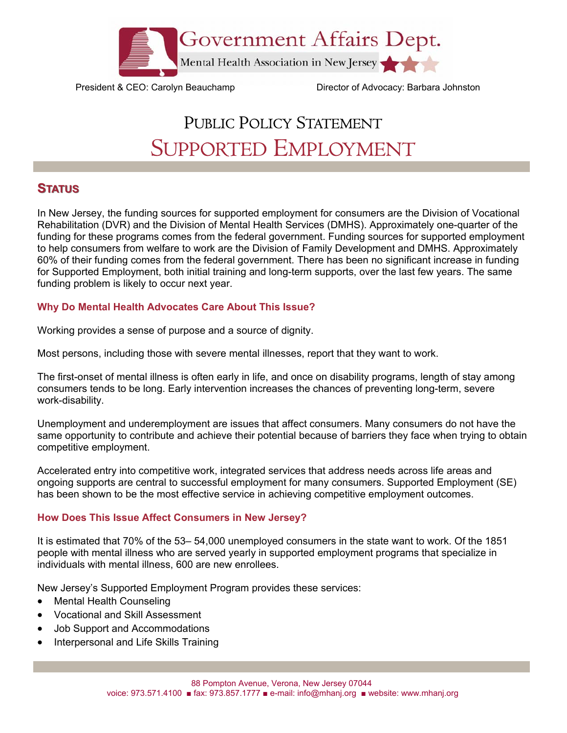# Government Affairs Dept.

Mental Health Association in New Jersey

President & CEO: Carolyn Beauchamp

Director of Advocacy: Barbara Johnston

# PUBLIC POLICY STATEMENT

# SUPPORTED EMPLOYMENT

## STATUS

In New Jersey, the funding sources for supported employment for consumers are the Division of Vocational Rehabilitation (DVR) and the Division of Mental Health Services (DMHS). Approximately one-quarter of the funding for these programs comes from the federal government. Funding sources for supported employment to help consumers from welfare to work are the Division of Family Development and DMHS. Approximately 60% of their funding comes from the federal government. There has been no significant increase in funding for Supported Employment, both initial training and long-term supports, over the last few years. The same funding problem is likely to occur next year.

### Why Do Mental Health Advocates Care About This Issue?

Working provides a sense of purpose and a source of dignity.

Most persons, including those with severe mental illnesses, report that they want to work.

The first-onset of mental illness is often early in life, and once on disability programs, length of stay among consumers tends to be long. Early intervention increases the chances of preventing long-term, severe work-disability.

Unemployment and underemployment are issues that affect consumers. Many consumers do not have the same opportunity to contribute and achieve their potential because of barriers they face when trying to obtain competitive employment.

Accelerated entry into competitive work, integrated services that address needs across life areas and ongoing supports are central to successful employment for many consumers. Supported Employment (SE) has been shown to be the most effective service in achieving competitive employment outcomes.

### How Does This Issue Affect Consumers in New Jersey?

It is estimated that 70% of the 53– 54,000 unemployed consumers in the state want to work. Of the 1851 people with mental illness who are served yearly in supported employment programs that specialize in individuals with mental illness, 600 are new enrollees.

New Jersey's Supported Employment Program provides these services:

- Mental Health Counseling
- Vocational and Skill Assessment
- Job Support and Accommodations
- Interpersonal and Life Skills Training

88 Pompton Avenue, Verona, New Jersey 07044
voice: 973.571.4100 ■ fax: 973.857.1777 ■ e-mail: info@mhanj.org ■ website: www.mhanj.org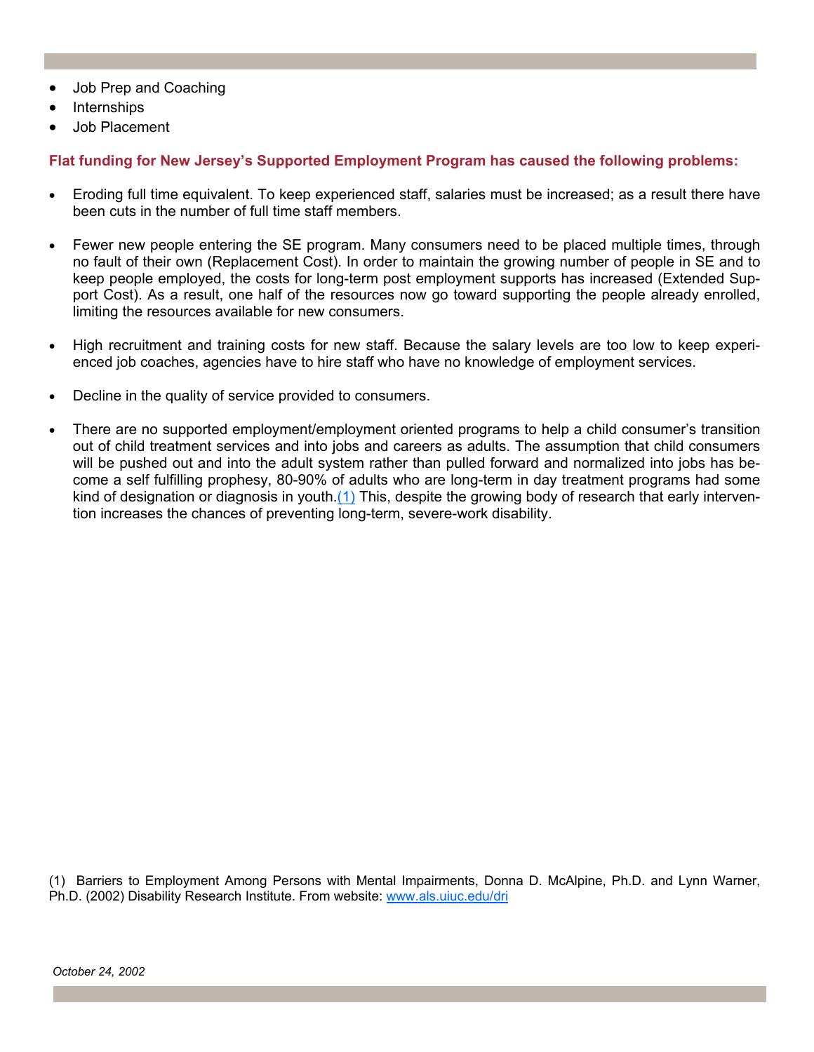- Job Prep and Coaching
- Internships
- Job Placement

**Flat funding for New Jersey's Supported Employment Program has caused the following problems:**

- Eroding full time equivalent. To keep experienced staff, salaries must be increased; as a result there have been cuts in the number of full time staff members.

- Fewer new people entering the SE program. Many consumers need to be placed multiple times, through no fault of their own (Replacement Cost). In order to maintain the growing number of people in SE and to keep people employed, the costs for long-term post employment supports has increased (Extended Support Cost). As a result, one half of the resources now go toward supporting the people already enrolled, limiting the resources available for new consumers.

- High recruitment and training costs for new staff. Because the salary levels are too low to keep experienced job coaches, agencies have to hire staff who have no knowledge of employment services.

- Decline in the quality of service provided to consumers.

- There are no supported employment/employment oriented programs to help a child consumer's transition out of child treatment services and into jobs and careers as adults. The assumption that child consumers will be pushed out and into the adult system rather than pulled forward and normalized into jobs has become a self fulfilling prophesy, 80-90% of adults who are long-term in day treatment programs had some kind of designation or diagnosis in youth.(1) This, despite the growing body of research that early intervention increases the chances of preventing long-term, severe-work disability.

(1) Barriers to Employment Among Persons with Mental Impairments, Donna D. McAlpine, Ph.D. and Lynn Warner, Ph.D. (2002) Disability Research Institute. From website: www.als.uiuc.edu/dri

*October 24, 2002*